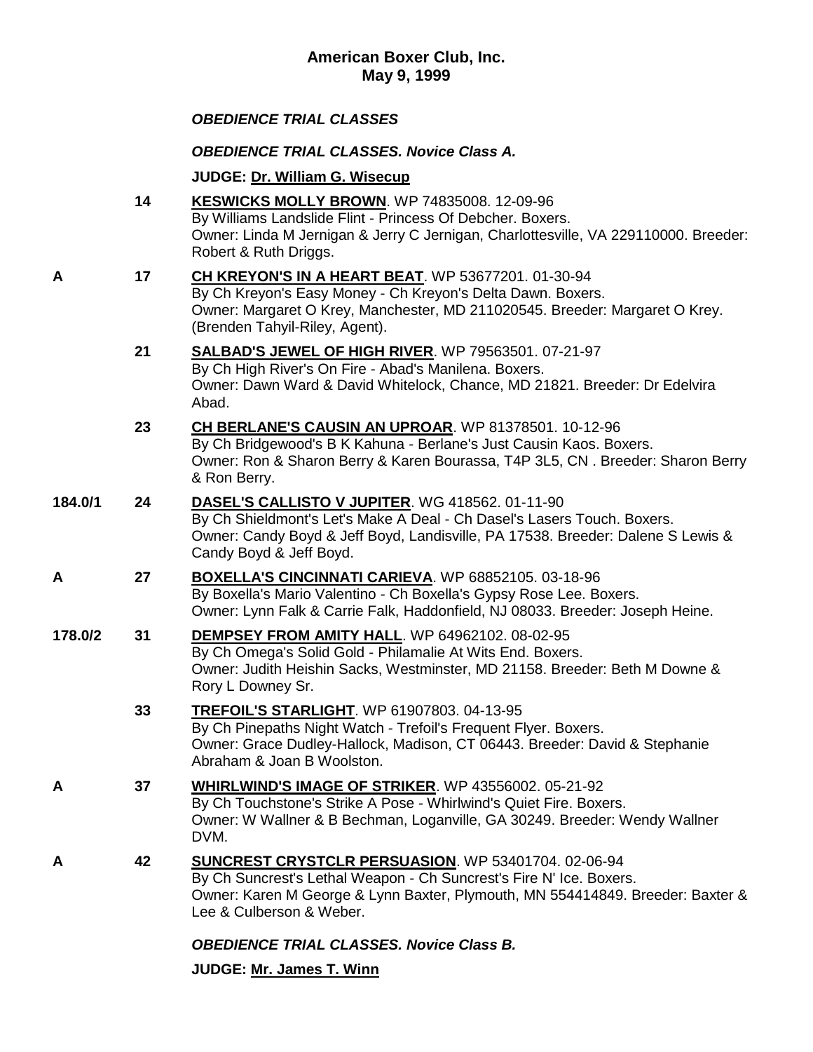# American Boxer Club, Inc.
## May 9, 1999

### *OBEDIENCE TRIAL CLASSES*

### *OBEDIENCE TRIAL CLASSES. Novice Class A.*

**JUDGE: Dr. William G. Wisecup**

| Result | No. | Entry |
|---|---|---|
| | 14 | **KESWICKS MOLLY BROWN**. WP 74835008. 12-09-96<br>By Williams Landslide Flint - Princess Of Debcher. Boxers.<br>Owner: Linda M Jernigan & Jerry C Jernigan, Charlottesville, VA 229110000. Breeder: Robert & Ruth Driggs. |
| A | 17 | **CH KREYON'S IN A HEART BEAT**. WP 53677201. 01-30-94<br>By Ch Kreyon's Easy Money - Ch Kreyon's Delta Dawn. Boxers.<br>Owner: Margaret O Krey, Manchester, MD 211020545. Breeder: Margaret O Krey. (Brenden Tahyil-Riley, Agent). |
| | 21 | **SALBAD'S JEWEL OF HIGH RIVER**. WP 79563501. 07-21-97<br>By Ch High River's On Fire - Abad's Manilena. Boxers.<br>Owner: Dawn Ward & David Whitelock, Chance, MD 21821. Breeder: Dr Edelvira Abad. |
| | 23 | **CH BERLANE'S CAUSIN AN UPROAR**. WP 81378501. 10-12-96<br>By Ch Bridgewood's B K Kahuna - Berlane's Just Causin Kaos. Boxers.<br>Owner: Ron & Sharon Berry & Karen Bourassa, T4P 3L5, CN . Breeder: Sharon Berry & Ron Berry. |
| 184.0/1 | 24 | **DASEL'S CALLISTO V JUPITER**. WG 418562. 01-11-90<br>By Ch Shieldmont's Let's Make A Deal - Ch Dasel's Lasers Touch. Boxers.<br>Owner: Candy Boyd & Jeff Boyd, Landisville, PA 17538. Breeder: Dalene S Lewis & Candy Boyd & Jeff Boyd. |
| A | 27 | **BOXELLA'S CINCINNATI CARIEVA**. WP 68852105. 03-18-96<br>By Boxella's Mario Valentino - Ch Boxella's Gypsy Rose Lee. Boxers.<br>Owner: Lynn Falk & Carrie Falk, Haddonfield, NJ 08033. Breeder: Joseph Heine. |
| 178.0/2 | 31 | **DEMPSEY FROM AMITY HALL**. WP 64962102. 08-02-95<br>By Ch Omega's Solid Gold - Philamalie At Wits End. Boxers.<br>Owner: Judith Heishin Sacks, Westminster, MD 21158. Breeder: Beth M Downe & Rory L Downey Sr. |
| | 33 | **TREFOIL'S STARLIGHT**. WP 61907803. 04-13-95<br>By Ch Pinepaths Night Watch - Trefoil's Frequent Flyer. Boxers.<br>Owner: Grace Dudley-Hallock, Madison, CT 06443. Breeder: David & Stephanie Abraham & Joan B Woolston. |
| A | 37 | **WHIRLWIND'S IMAGE OF STRIKER**. WP 43556002. 05-21-92<br>By Ch Touchstone's Strike A Pose - Whirlwind's Quiet Fire. Boxers.<br>Owner: W Wallner & B Bechman, Loganville, GA 30249. Breeder: Wendy Wallner DVM. |
| A | 42 | **SUNCREST CRYSTCLR PERSUASION**. WP 53401704. 02-06-94<br>By Ch Suncrest's Lethal Weapon - Ch Suncrest's Fire N' Ice. Boxers.<br>Owner: Karen M George & Lynn Baxter, Plymouth, MN 554414849. Breeder: Baxter & Lee & Culberson & Weber. |

### *OBEDIENCE TRIAL CLASSES. Novice Class B.*

**JUDGE: Mr. James T. Winn**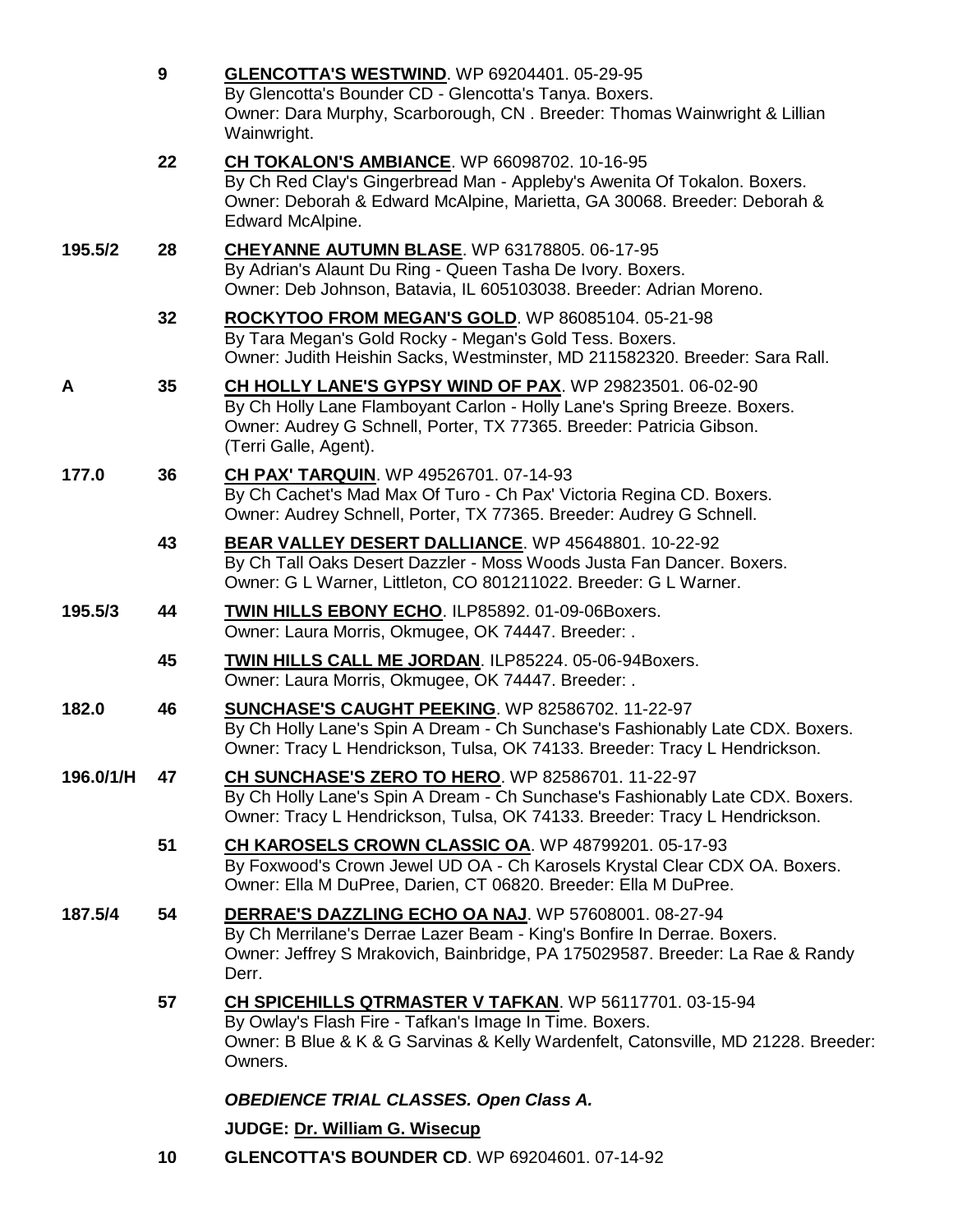| | | |
|---|---|---|
| | 9 | **GLENCOTTA'S WESTWIND**. WP 69204401. 05-29-95<br>By Glencotta's Bounder CD - Glencotta's Tanya. Boxers.<br>Owner: Dara Murphy, Scarborough, CN . Breeder: Thomas Wainwright & Lillian Wainwright. |
| | 22 | **CH TOKALON'S AMBIANCE**. WP 66098702. 10-16-95<br>By Ch Red Clay's Gingerbread Man - Appleby's Awenita Of Tokalon. Boxers.<br>Owner: Deborah & Edward McAlpine, Marietta, GA 30068. Breeder: Deborah & Edward McAlpine. |
| **195.5/2** | 28 | **CHEYANNE AUTUMN BLASE**. WP 63178805. 06-17-95<br>By Adrian's Alaunt Du Ring - Queen Tasha De Ivory. Boxers.<br>Owner: Deb Johnson, Batavia, IL 605103038. Breeder: Adrian Moreno. |
| | 32 | **ROCKYTOO FROM MEGAN'S GOLD**. WP 86085104. 05-21-98<br>By Tara Megan's Gold Rocky - Megan's Gold Tess. Boxers.<br>Owner: Judith Heishin Sacks, Westminster, MD 211582320. Breeder: Sara Rall. |
| **A** | 35 | **CH HOLLY LANE'S GYPSY WIND OF PAX**. WP 29823501. 06-02-90<br>By Ch Holly Lane Flamboyant Carlon - Holly Lane's Spring Breeze. Boxers.<br>Owner: Audrey G Schnell, Porter, TX 77365. Breeder: Patricia Gibson.<br>(Terri Galle, Agent). |
| **177.0** | 36 | **CH PAX' TARQUIN**. WP 49526701. 07-14-93<br>By Ch Cachet's Mad Max Of Turo - Ch Pax' Victoria Regina CD. Boxers.<br>Owner: Audrey Schnell, Porter, TX 77365. Breeder: Audrey G Schnell. |
| | 43 | **BEAR VALLEY DESERT DALLIANCE**. WP 45648801. 10-22-92<br>By Ch Tall Oaks Desert Dazzler - Moss Woods Justa Fan Dancer. Boxers.<br>Owner: G L Warner, Littleton, CO 801211022. Breeder: G L Warner. |
| **195.5/3** | 44 | **TWIN HILLS EBONY ECHO**. ILP85892. 01-09-06Boxers.<br>Owner: Laura Morris, Okmugee, OK 74447. Breeder: . |
| | 45 | **TWIN HILLS CALL ME JORDAN**. ILP85224. 05-06-94Boxers.<br>Owner: Laura Morris, Okmugee, OK 74447. Breeder: . |
| **182.0** | 46 | **SUNCHASE'S CAUGHT PEEKING**. WP 82586702. 11-22-97<br>By Ch Holly Lane's Spin A Dream - Ch Sunchase's Fashionably Late CDX. Boxers.<br>Owner: Tracy L Hendrickson, Tulsa, OK 74133. Breeder: Tracy L Hendrickson. |
| **196.0/1/H** | 47 | **CH SUNCHASE'S ZERO TO HERO**. WP 82586701. 11-22-97<br>By Ch Holly Lane's Spin A Dream - Ch Sunchase's Fashionably Late CDX. Boxers.<br>Owner: Tracy L Hendrickson, Tulsa, OK 74133. Breeder: Tracy L Hendrickson. |
| | 51 | **CH KAROSELS CROWN CLASSIC OA**. WP 48799201. 05-17-93<br>By Foxwood's Crown Jewel UD OA - Ch Karosels Krystal Clear CDX OA. Boxers.<br>Owner: Ella M DuPree, Darien, CT 06820. Breeder: Ella M DuPree. |
| **187.5/4** | 54 | **DERRAE'S DAZZLING ECHO OA NAJ**. WP 57608001. 08-27-94<br>By Ch Merrilane's Derrae Lazer Beam - King's Bonfire In Derrae. Boxers.<br>Owner: Jeffrey S Mrakovich, Bainbridge, PA 175029587. Breeder: La Rae & Randy Derr. |
| | 57 | **CH SPICEHILLS QTRMASTER V TAFKAN**. WP 56117701. 03-15-94<br>By Owlay's Flash Fire - Tafkan's Image In Time. Boxers.<br>Owner: B Blue & K & G Sarvinas & Kelly Wardenfelt, Catonsville, MD 21228. Breeder: Owners. |

***OBEDIENCE TRIAL CLASSES. Open Class A.***

**JUDGE: Dr. William G. Wisecup**

| | | |
|---|---|---|
| | 10 | **GLENCOTTA'S BOUNDER CD**. WP 69204601. 07-14-92 |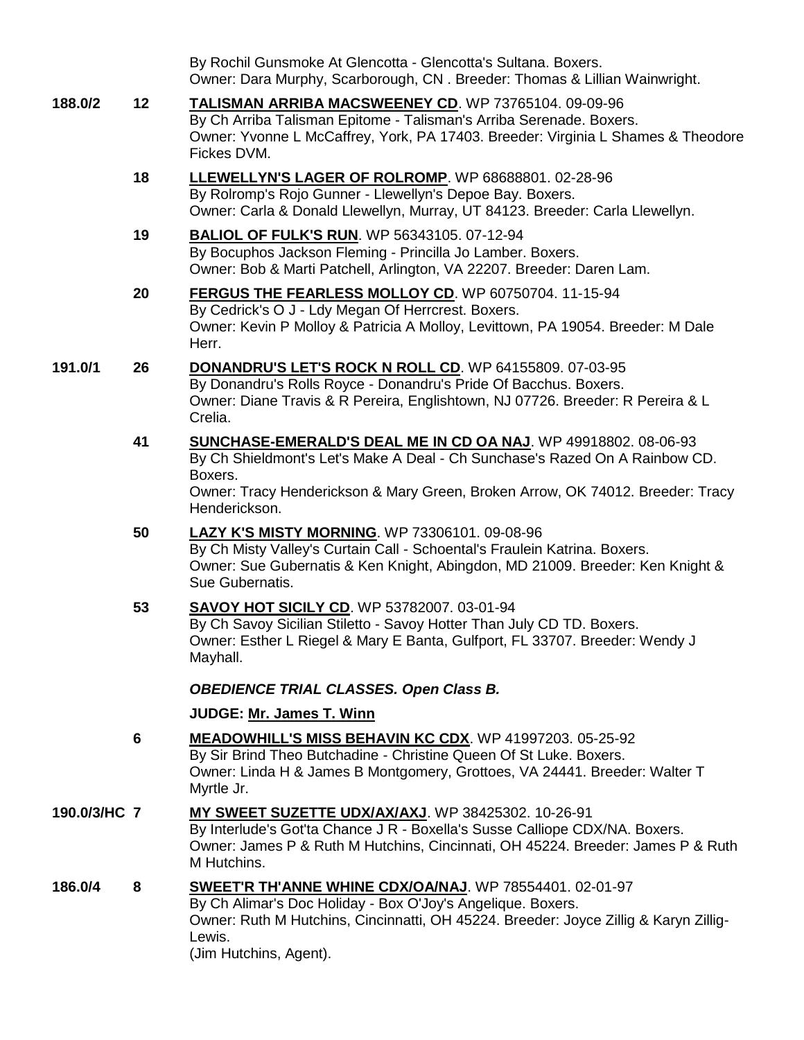By Rochil Gunsmoke At Glencotta - Glencotta's Sultana. Boxers.
Owner: Dara Murphy, Scarborough, CN . Breeder: Thomas & Lillian Wainwright.

**188.0/2** **12** **TALISMAN ARRIBA MACSWEENEY CD**. WP 73765104. 09-09-96
By Ch Arriba Talisman Epitome - Talisman's Arriba Serenade. Boxers.
Owner: Yvonne L McCaffrey, York, PA 17403. Breeder: Virginia L Shames & Theodore Fickes DVM.

**18** **LLEWELLYN'S LAGER OF ROLROMP**. WP 68688801. 02-28-96
By Rolromp's Rojo Gunner - Llewellyn's Depoe Bay. Boxers.
Owner: Carla & Donald Llewellyn, Murray, UT 84123. Breeder: Carla Llewellyn.

**19** **BALIOL OF FULK'S RUN**. WP 56343105. 07-12-94
By Bocuphos Jackson Fleming - Princilla Jo Lamber. Boxers.
Owner: Bob & Marti Patchell, Arlington, VA 22207. Breeder: Daren Lam.

**20** **FERGUS THE FEARLESS MOLLOY CD**. WP 60750704. 11-15-94
By Cedrick's O J - Ldy Megan Of Herrcrest. Boxers.
Owner: Kevin P Molloy & Patricia A Molloy, Levittown, PA 19054. Breeder: M Dale Herr.

**191.0/1** **26** **DONANDRU'S LET'S ROCK N ROLL CD**. WP 64155809. 07-03-95
By Donandru's Rolls Royce - Donandru's Pride Of Bacchus. Boxers.
Owner: Diane Travis & R Pereira, Englishtown, NJ 07726. Breeder: R Pereira & L Crelia.

**41** **SUNCHASE-EMERALD'S DEAL ME IN CD OA NAJ**. WP 49918802. 08-06-93
By Ch Shieldmont's Let's Make A Deal - Ch Sunchase's Razed On A Rainbow CD. Boxers.
Owner: Tracy Henderickson & Mary Green, Broken Arrow, OK 74012. Breeder: Tracy Henderickson.

**50** **LAZY K'S MISTY MORNING**. WP 73306101. 09-08-96
By Ch Misty Valley's Curtain Call - Schoental's Fraulein Katrina. Boxers.
Owner: Sue Gubernatis & Ken Knight, Abingdon, MD 21009. Breeder: Ken Knight & Sue Gubernatis.

**53** **SAVOY HOT SICILY CD**. WP 53782007. 03-01-94
By Ch Savoy Sicilian Stiletto - Savoy Hotter Than July CD TD. Boxers.
Owner: Esther L Riegel & Mary E Banta, Gulfport, FL 33707. Breeder: Wendy J Mayhall.

***OBEDIENCE TRIAL CLASSES. Open Class B.***

**JUDGE: Mr. James T. Winn**

**6** **MEADOWHILL'S MISS BEHAVIN KC CDX**. WP 41997203. 05-25-92
By Sir Brind Theo Butchadine - Christine Queen Of St Luke. Boxers.
Owner: Linda H & James B Montgomery, Grottoes, VA 24441. Breeder: Walter T Myrtle Jr.

**190.0/3/HC** **7** **MY SWEET SUZETTE UDX/AX/AXJ**. WP 38425302. 10-26-91
By Interlude's Got'ta Chance J R - Boxella's Susse Calliope CDX/NA. Boxers.
Owner: James P & Ruth M Hutchins, Cincinnati, OH 45224. Breeder: James P & Ruth M Hutchins.

**186.0/4** **8** **SWEET'R TH'ANNE WHINE CDX/OA/NAJ**. WP 78554401. 02-01-97
By Ch Alimar's Doc Holiday - Box O'Joy's Angelique. Boxers.
Owner: Ruth M Hutchins, Cincinnatti, OH 45224. Breeder: Joyce Zillig & Karyn Zillig-Lewis.
(Jim Hutchins, Agent).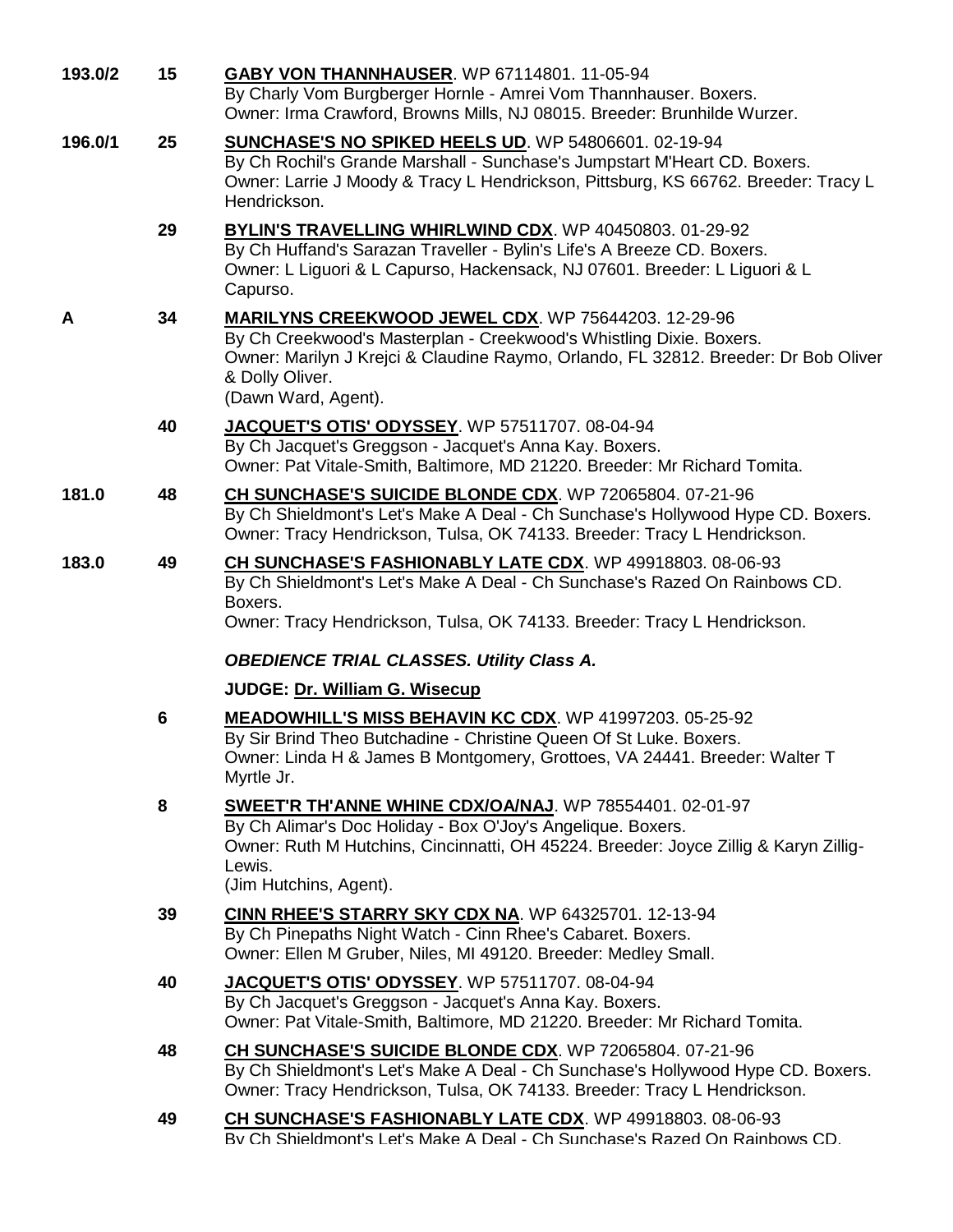**193.0/2** **15** **GABY VON THANNHAUSER**. WP 67114801. 11-05-94
By Charly Vom Burgberger Hornle - Amrei Vom Thannhauser. Boxers.
Owner: Irma Crawford, Browns Mills, NJ 08015. Breeder: Brunhilde Wurzer.

**196.0/1** **25** **SUNCHASE'S NO SPIKED HEELS UD**. WP 54806601. 02-19-94
By Ch Rochil's Grande Marshall - Sunchase's Jumpstart M'Heart CD. Boxers.
Owner: Larrie J Moody & Tracy L Hendrickson, Pittsburg, KS 66762. Breeder: Tracy L Hendrickson.

**29** **BYLIN'S TRAVELLING WHIRLWIND CDX**. WP 40450803. 01-29-92
By Ch Huffand's Sarazan Traveller - Bylin's Life's A Breeze CD. Boxers.
Owner: L Liguori & L Capurso, Hackensack, NJ 07601. Breeder: L Liguori & L Capurso.

**A** **34** **MARILYNS CREEKWOOD JEWEL CDX**. WP 75644203. 12-29-96
By Ch Creekwood's Masterplan - Creekwood's Whistling Dixie. Boxers.
Owner: Marilyn J Krejci & Claudine Raymo, Orlando, FL 32812. Breeder: Dr Bob Oliver & Dolly Oliver.
(Dawn Ward, Agent).

**40** **JACQUET'S OTIS' ODYSSEY**. WP 57511707. 08-04-94
By Ch Jacquet's Greggson - Jacquet's Anna Kay. Boxers.
Owner: Pat Vitale-Smith, Baltimore, MD 21220. Breeder: Mr Richard Tomita.

**181.0** **48** **CH SUNCHASE'S SUICIDE BLONDE CDX**. WP 72065804. 07-21-96
By Ch Shieldmont's Let's Make A Deal - Ch Sunchase's Hollywood Hype CD. Boxers.
Owner: Tracy Hendrickson, Tulsa, OK 74133. Breeder: Tracy L Hendrickson.

**183.0** **49** **CH SUNCHASE'S FASHIONABLY LATE CDX**. WP 49918803. 08-06-93
By Ch Shieldmont's Let's Make A Deal - Ch Sunchase's Razed On Rainbows CD. Boxers.
Owner: Tracy Hendrickson, Tulsa, OK 74133. Breeder: Tracy L Hendrickson.

***OBEDIENCE TRIAL CLASSES. Utility Class A.***

**JUDGE: Dr. William G. Wisecup**

**6** **MEADOWHILL'S MISS BEHAVIN KC CDX**. WP 41997203. 05-25-92
By Sir Brind Theo Butchadine - Christine Queen Of St Luke. Boxers.
Owner: Linda H & James B Montgomery, Grottoes, VA 24441. Breeder: Walter T Myrtle Jr.

**8** **SWEET'R TH'ANNE WHINE CDX/OA/NAJ**. WP 78554401. 02-01-97
By Ch Alimar's Doc Holiday - Box O'Joy's Angelique. Boxers.
Owner: Ruth M Hutchins, Cincinnatti, OH 45224. Breeder: Joyce Zillig & Karyn Zillig-Lewis.
(Jim Hutchins, Agent).

**39** **CINN RHEE'S STARRY SKY CDX NA**. WP 64325701. 12-13-94
By Ch Pinepaths Night Watch - Cinn Rhee's Cabaret. Boxers.
Owner: Ellen M Gruber, Niles, MI 49120. Breeder: Medley Small.

**40** **JACQUET'S OTIS' ODYSSEY**. WP 57511707. 08-04-94
By Ch Jacquet's Greggson - Jacquet's Anna Kay. Boxers.
Owner: Pat Vitale-Smith, Baltimore, MD 21220. Breeder: Mr Richard Tomita.

**48** **CH SUNCHASE'S SUICIDE BLONDE CDX**. WP 72065804. 07-21-96
By Ch Shieldmont's Let's Make A Deal - Ch Sunchase's Hollywood Hype CD. Boxers.
Owner: Tracy Hendrickson, Tulsa, OK 74133. Breeder: Tracy L Hendrickson.

**49** **CH SUNCHASE'S FASHIONABLY LATE CDX**. WP 49918803. 08-06-93
By Ch Shieldmont's Let's Make A Deal - Ch Sunchase's Razed On Rainbows CD.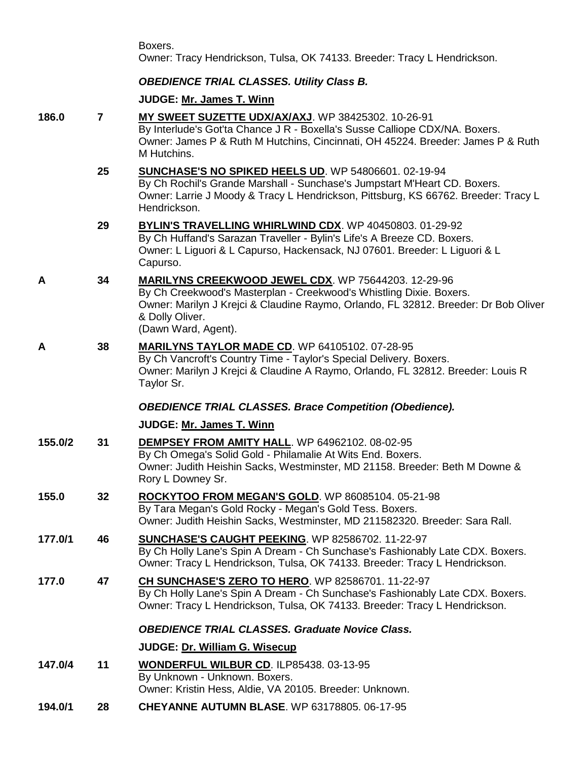Boxers.
Owner: Tracy Hendrickson, Tulsa, OK 74133. Breeder: Tracy L Hendrickson.

***OBEDIENCE TRIAL CLASSES. Utility Class B.***

**JUDGE: Mr. James T. Winn**

**186.0** **7** **MY SWEET SUZETTE UDX/AX/AXJ**. WP 38425302. 10-26-91
By Interlude's Got'ta Chance J R - Boxella's Susse Calliope CDX/NA. Boxers.
Owner: James P & Ruth M Hutchins, Cincinnati, OH 45224. Breeder: James P & Ruth M Hutchins.

**25** **SUNCHASE'S NO SPIKED HEELS UD**. WP 54806601. 02-19-94
By Ch Rochil's Grande Marshall - Sunchase's Jumpstart M'Heart CD. Boxers.
Owner: Larrie J Moody & Tracy L Hendrickson, Pittsburg, KS 66762. Breeder: Tracy L Hendrickson.

**29** **BYLIN'S TRAVELLING WHIRLWIND CDX**. WP 40450803. 01-29-92
By Ch Huffand's Sarazan Traveller - Bylin's Life's A Breeze CD. Boxers.
Owner: L Liguori & L Capurso, Hackensack, NJ 07601. Breeder: L Liguori & L Capurso.

**A** **34** **MARILYNS CREEKWOOD JEWEL CDX**. WP 75644203. 12-29-96
By Ch Creekwood's Masterplan - Creekwood's Whistling Dixie. Boxers.
Owner: Marilyn J Krejci & Claudine Raymo, Orlando, FL 32812. Breeder: Dr Bob Oliver & Dolly Oliver.
(Dawn Ward, Agent).

**A** **38** **MARILYNS TAYLOR MADE CD**. WP 64105102. 07-28-95
By Ch Vancroft's Country Time - Taylor's Special Delivery. Boxers.
Owner: Marilyn J Krejci & Claudine A Raymo, Orlando, FL 32812. Breeder: Louis R Taylor Sr.

***OBEDIENCE TRIAL CLASSES. Brace Competition (Obedience).***

**JUDGE: Mr. James T. Winn**

**155.0/2** **31** **DEMPSEY FROM AMITY HALL**. WP 64962102. 08-02-95
By Ch Omega's Solid Gold - Philamalie At Wits End. Boxers.
Owner: Judith Heishin Sacks, Westminster, MD 21158. Breeder: Beth M Downe & Rory L Downey Sr.

**155.0** **32** **ROCKYTOO FROM MEGAN'S GOLD**. WP 86085104. 05-21-98
By Tara Megan's Gold Rocky - Megan's Gold Tess. Boxers.
Owner: Judith Heishin Sacks, Westminster, MD 211582320. Breeder: Sara Rall.

**177.0/1** **46** **SUNCHASE'S CAUGHT PEEKING**. WP 82586702. 11-22-97
By Ch Holly Lane's Spin A Dream - Ch Sunchase's Fashionably Late CDX. Boxers.
Owner: Tracy L Hendrickson, Tulsa, OK 74133. Breeder: Tracy L Hendrickson.

**177.0** **47** **CH SUNCHASE'S ZERO TO HERO**. WP 82586701. 11-22-97
By Ch Holly Lane's Spin A Dream - Ch Sunchase's Fashionably Late CDX. Boxers.
Owner: Tracy L Hendrickson, Tulsa, OK 74133. Breeder: Tracy L Hendrickson.

***OBEDIENCE TRIAL CLASSES. Graduate Novice Class.***

**JUDGE: Dr. William G. Wisecup**

**147.0/4** **11** **WONDERFUL WILBUR CD**. ILP85438. 03-13-95
By Unknown - Unknown. Boxers.
Owner: Kristin Hess, Aldie, VA 20105. Breeder: Unknown.

**194.0/1** **28** **CHEYANNE AUTUMN BLASE**. WP 63178805. 06-17-95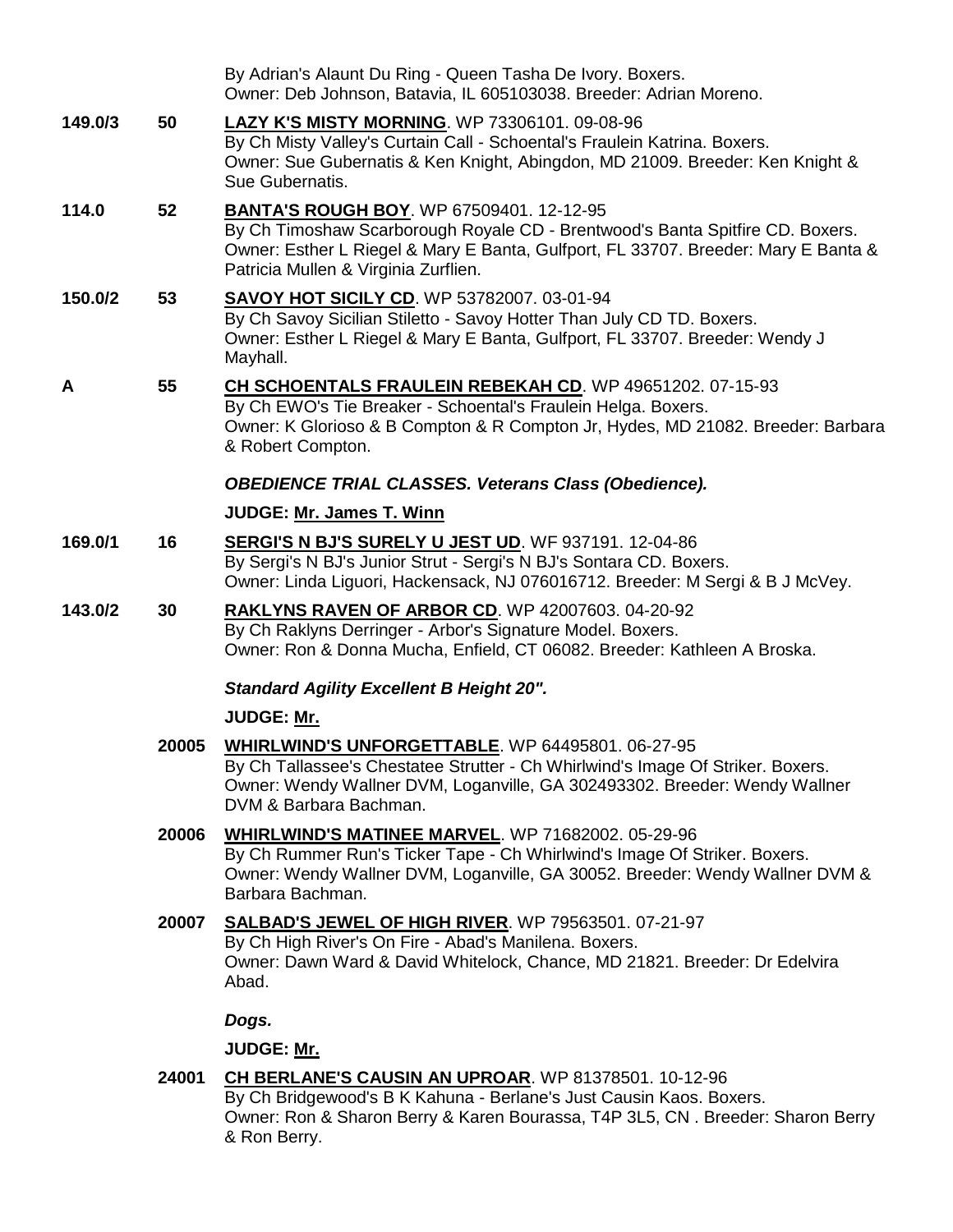By Adrian's Alaunt Du Ring - Queen Tasha De Ivory. Boxers.
Owner: Deb Johnson, Batavia, IL 605103038. Breeder: Adrian Moreno.

**149.0/3** **50** **LAZY K'S MISTY MORNING**. WP 73306101. 09-08-96
By Ch Misty Valley's Curtain Call - Schoental's Fraulein Katrina. Boxers.
Owner: Sue Gubernatis & Ken Knight, Abingdon, MD 21009. Breeder: Ken Knight & Sue Gubernatis.

**114.0** **52** **BANTA'S ROUGH BOY**. WP 67509401. 12-12-95
By Ch Timoshaw Scarborough Royale CD - Brentwood's Banta Spitfire CD. Boxers.
Owner: Esther L Riegel & Mary E Banta, Gulfport, FL 33707. Breeder: Mary E Banta & Patricia Mullen & Virginia Zurflien.

**150.0/2** **53** **SAVOY HOT SICILY CD**. WP 53782007. 03-01-94
By Ch Savoy Sicilian Stiletto - Savoy Hotter Than July CD TD. Boxers.
Owner: Esther L Riegel & Mary E Banta, Gulfport, FL 33707. Breeder: Wendy J Mayhall.

**A** **55** **CH SCHOENTALS FRAULEIN REBEKAH CD**. WP 49651202. 07-15-93
By Ch EWO's Tie Breaker - Schoental's Fraulein Helga. Boxers.
Owner: K Glorioso & B Compton & R Compton Jr, Hydes, MD 21082. Breeder: Barbara & Robert Compton.

***OBEDIENCE TRIAL CLASSES. Veterans Class (Obedience).***

**JUDGE: Mr. James T. Winn**

**169.0/1** **16** **SERGI'S N BJ'S SURELY U JEST UD**. WF 937191. 12-04-86
By Sergi's N BJ's Junior Strut - Sergi's N BJ's Sontara CD. Boxers.
Owner: Linda Liguori, Hackensack, NJ 076016712. Breeder: M Sergi & B J McVey.

**143.0/2** **30** **RAKLYNS RAVEN OF ARBOR CD**. WP 42007603. 04-20-92
By Ch Raklyns Derringer - Arbor's Signature Model. Boxers.
Owner: Ron & Donna Mucha, Enfield, CT 06082. Breeder: Kathleen A Broska.

***Standard Agility Excellent B Height 20".***

**JUDGE: Mr.**

**20005** **WHIRLWIND'S UNFORGETTABLE**. WP 64495801. 06-27-95
By Ch Tallassee's Chestatee Strutter - Ch Whirlwind's Image Of Striker. Boxers.
Owner: Wendy Wallner DVM, Loganville, GA 302493302. Breeder: Wendy Wallner DVM & Barbara Bachman.

**20006** **WHIRLWIND'S MATINEE MARVEL**. WP 71682002. 05-29-96
By Ch Rummer Run's Ticker Tape - Ch Whirlwind's Image Of Striker. Boxers.
Owner: Wendy Wallner DVM, Loganville, GA 30052. Breeder: Wendy Wallner DVM & Barbara Bachman.

**20007** **SALBAD'S JEWEL OF HIGH RIVER**. WP 79563501. 07-21-97
By Ch High River's On Fire - Abad's Manilena. Boxers.
Owner: Dawn Ward & David Whitelock, Chance, MD 21821. Breeder: Dr Edelvira Abad.

***Dogs.***

**JUDGE: Mr.**

**24001** **CH BERLANE'S CAUSIN AN UPROAR**. WP 81378501. 10-12-96
By Ch Bridgewood's B K Kahuna - Berlane's Just Causin Kaos. Boxers.
Owner: Ron & Sharon Berry & Karen Bourassa, T4P 3L5, CN . Breeder: Sharon Berry & Ron Berry.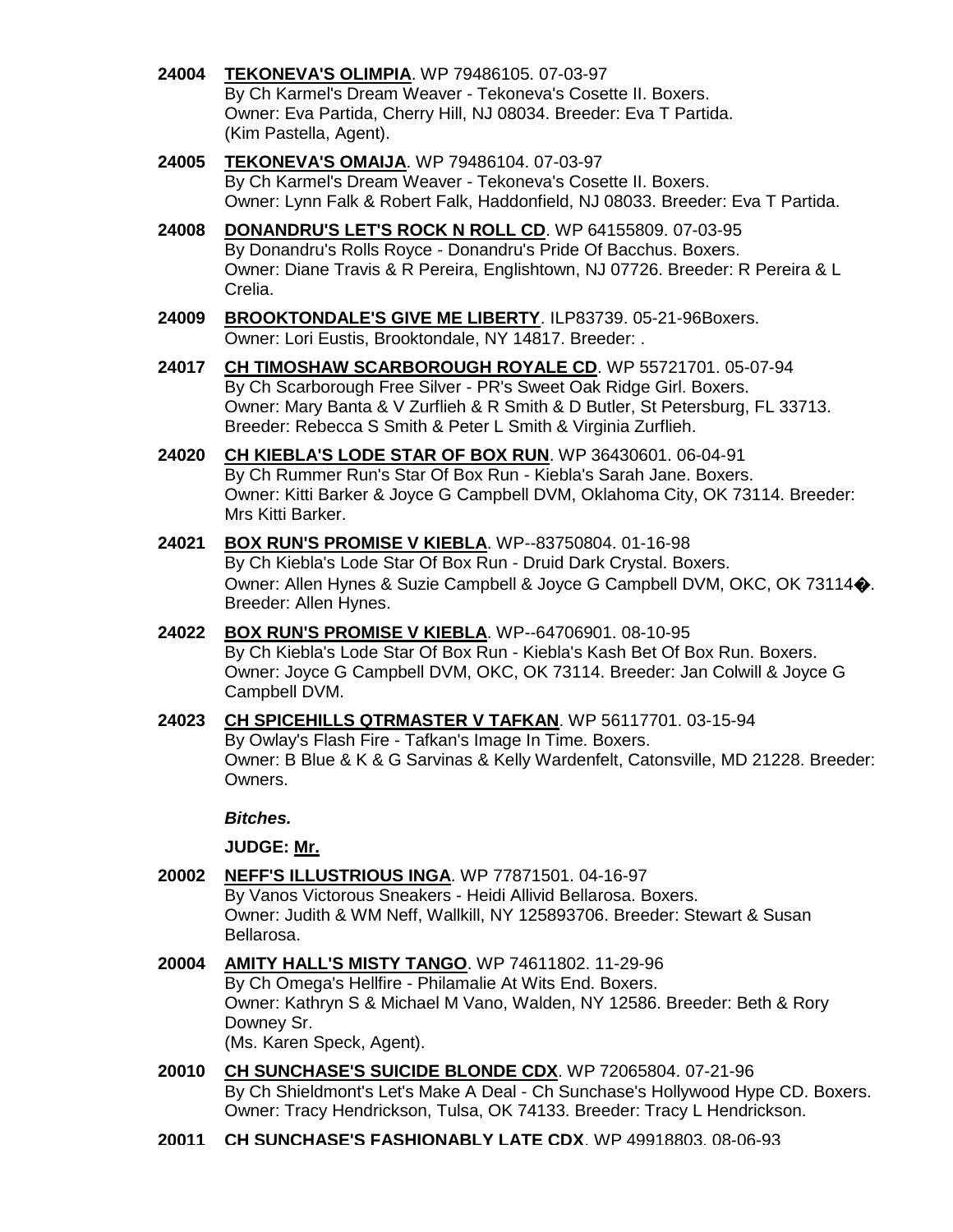**24004** **TEKONEVA'S OLIMPIA**. WP 79486105. 07-03-97
By Ch Karmel's Dream Weaver - Tekoneva's Cosette II. Boxers.
Owner: Eva Partida, Cherry Hill, NJ 08034. Breeder: Eva T Partida.
(Kim Pastella, Agent).

**24005** **TEKONEVA'S OMAIJA**. WP 79486104. 07-03-97
By Ch Karmel's Dream Weaver - Tekoneva's Cosette II. Boxers.
Owner: Lynn Falk & Robert Falk, Haddonfield, NJ 08033. Breeder: Eva T Partida.

**24008** **DONANDRU'S LET'S ROCK N ROLL CD**. WP 64155809. 07-03-95
By Donandru's Rolls Royce - Donandru's Pride Of Bacchus. Boxers.
Owner: Diane Travis & R Pereira, Englishtown, NJ 07726. Breeder: R Pereira & L Crelia.

**24009** **BROOKTONDALE'S GIVE ME LIBERTY**. ILP83739. 05-21-96Boxers.
Owner: Lori Eustis, Brooktondale, NY 14817. Breeder: .

**24017** **CH TIMOSHAW SCARBOROUGH ROYALE CD**. WP 55721701. 05-07-94
By Ch Scarborough Free Silver - PR's Sweet Oak Ridge Girl. Boxers.
Owner: Mary Banta & V Zurflieh & R Smith & D Butler, St Petersburg, FL 33713.
Breeder: Rebecca S Smith & Peter L Smith & Virginia Zurflieh.

**24020** **CH KIEBLA'S LODE STAR OF BOX RUN**. WP 36430601. 06-04-91
By Ch Rummer Run's Star Of Box Run - Kiebla's Sarah Jane. Boxers.
Owner: Kitti Barker & Joyce G Campbell DVM, Oklahoma City, OK 73114. Breeder: Mrs Kitti Barker.

**24021** **BOX RUN'S PROMISE V KIEBLA**. WP--83750804. 01-16-98
By Ch Kiebla's Lode Star Of Box Run - Druid Dark Crystal. Boxers.
Owner: Allen Hynes & Suzie Campbell & Joyce G Campbell DVM, OKC, OK 73114�.
Breeder: Allen Hynes.

**24022** **BOX RUN'S PROMISE V KIEBLA**. WP--64706901. 08-10-95
By Ch Kiebla's Lode Star Of Box Run - Kiebla's Kash Bet Of Box Run. Boxers.
Owner: Joyce G Campbell DVM, OKC, OK 73114. Breeder: Jan Colwill & Joyce G Campbell DVM.

**24023** **CH SPICEHILLS QTRMASTER V TAFKAN**. WP 56117701. 03-15-94
By Owlay's Flash Fire - Tafkan's Image In Time. Boxers.
Owner: B Blue & K & G Sarvinas & Kelly Wardenfelt, Catonsville, MD 21228. Breeder: Owners.

***Bitches.***

**JUDGE: Mr.**

**20002** **NEFF'S ILLUSTRIOUS INGA**. WP 77871501. 04-16-97
By Vanos Victorous Sneakers - Heidi Allivid Bellarosa. Boxers.
Owner: Judith & WM Neff, Wallkill, NY 125893706. Breeder: Stewart & Susan Bellarosa.

**20004** **AMITY HALL'S MISTY TANGO**. WP 74611802. 11-29-96
By Ch Omega's Hellfire - Philamalie At Wits End. Boxers.
Owner: Kathryn S & Michael M Vano, Walden, NY 12586. Breeder: Beth & Rory Downey Sr.
(Ms. Karen Speck, Agent).

**20010** **CH SUNCHASE'S SUICIDE BLONDE CDX**. WP 72065804. 07-21-96
By Ch Shieldmont's Let's Make A Deal - Ch Sunchase's Hollywood Hype CD. Boxers.
Owner: Tracy Hendrickson, Tulsa, OK 74133. Breeder: Tracy L Hendrickson.

**20011** **CH SUNCHASE'S FASHIONABLY LATE CDX**. WP 49918803. 08-06-93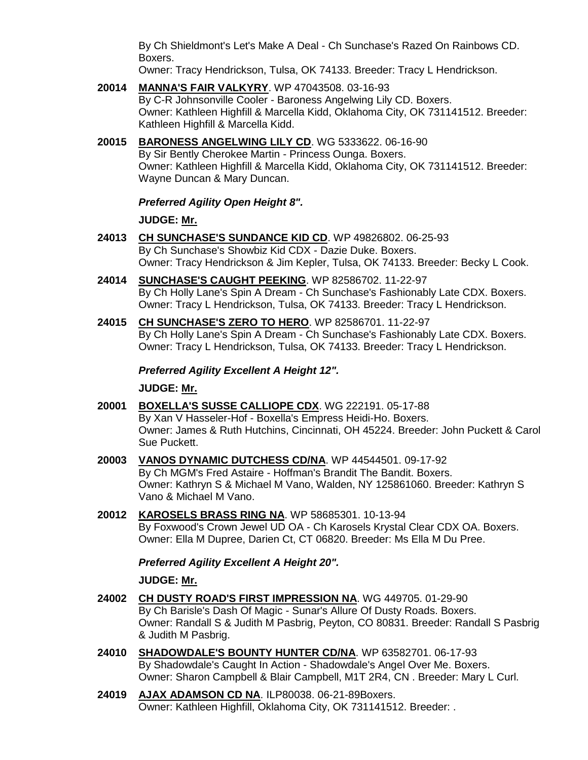By Ch Shieldmont's Let's Make A Deal - Ch Sunchase's Razed On Rainbows CD. Boxers.
Owner: Tracy Hendrickson, Tulsa, OK 74133. Breeder: Tracy L Hendrickson.

**20014** **MANNA'S FAIR VALKYRY**. WP 47043508. 03-16-93
By C-R Johnsonville Cooler - Baroness Angelwing Lily CD. Boxers.
Owner: Kathleen Highfill & Marcella Kidd, Oklahoma City, OK 731141512. Breeder: Kathleen Highfill & Marcella Kidd.

**20015** **BARONESS ANGELWING LILY CD**. WG 5333622. 06-16-90
By Sir Bently Cherokee Martin - Princess Ounga. Boxers.
Owner: Kathleen Highfill & Marcella Kidd, Oklahoma City, OK 731141512. Breeder: Wayne Duncan & Mary Duncan.

***Preferred Agility Open Height 8".***

**JUDGE: Mr.**

**24013** **CH SUNCHASE'S SUNDANCE KID CD**. WP 49826802. 06-25-93
By Ch Sunchase's Showbiz Kid CDX - Dazie Duke. Boxers.
Owner: Tracy Hendrickson & Jim Kepler, Tulsa, OK 74133. Breeder: Becky L Cook.

**24014** **SUNCHASE'S CAUGHT PEEKING**. WP 82586702. 11-22-97
By Ch Holly Lane's Spin A Dream - Ch Sunchase's Fashionably Late CDX. Boxers.
Owner: Tracy L Hendrickson, Tulsa, OK 74133. Breeder: Tracy L Hendrickson.

**24015** **CH SUNCHASE'S ZERO TO HERO**. WP 82586701. 11-22-97
By Ch Holly Lane's Spin A Dream - Ch Sunchase's Fashionably Late CDX. Boxers.
Owner: Tracy L Hendrickson, Tulsa, OK 74133. Breeder: Tracy L Hendrickson.

***Preferred Agility Excellent A Height 12".***

**JUDGE: Mr.**

**20001** **BOXELLA'S SUSSE CALLIOPE CDX**. WG 222191. 05-17-88
By Xan V Hasseler-Hof - Boxella's Empress Heidi-Ho. Boxers.
Owner: James & Ruth Hutchins, Cincinnati, OH 45224. Breeder: John Puckett & Carol Sue Puckett.

**20003** **VANOS DYNAMIC DUTCHESS CD/NA**. WP 44544501. 09-17-92
By Ch MGM's Fred Astaire - Hoffman's Brandit The Bandit. Boxers.
Owner: Kathryn S & Michael M Vano, Walden, NY 125861060. Breeder: Kathryn S Vano & Michael M Vano.

**20012** **KAROSELS BRASS RING NA**. WP 58685301. 10-13-94
By Foxwood's Crown Jewel UD OA - Ch Karosels Krystal Clear CDX OA. Boxers.
Owner: Ella M Dupree, Darien Ct, CT 06820. Breeder: Ms Ella M Du Pree.

***Preferred Agility Excellent A Height 20".***

**JUDGE: Mr.**

**24002** **CH DUSTY ROAD'S FIRST IMPRESSION NA**. WG 449705. 01-29-90
By Ch Barisle's Dash Of Magic - Sunar's Allure Of Dusty Roads. Boxers.
Owner: Randall S & Judith M Pasbrig, Peyton, CO 80831. Breeder: Randall S Pasbrig & Judith M Pasbrig.

**24010** **SHADOWDALE'S BOUNTY HUNTER CD/NA**. WP 63582701. 06-17-93
By Shadowdale's Caught In Action - Shadowdale's Angel Over Me. Boxers.
Owner: Sharon Campbell & Blair Campbell, M1T 2R4, CN . Breeder: Mary L Curl.

**24019** **AJAX ADAMSON CD NA**. ILP80038. 06-21-89Boxers.
Owner: Kathleen Highfill, Oklahoma City, OK 731141512. Breeder: .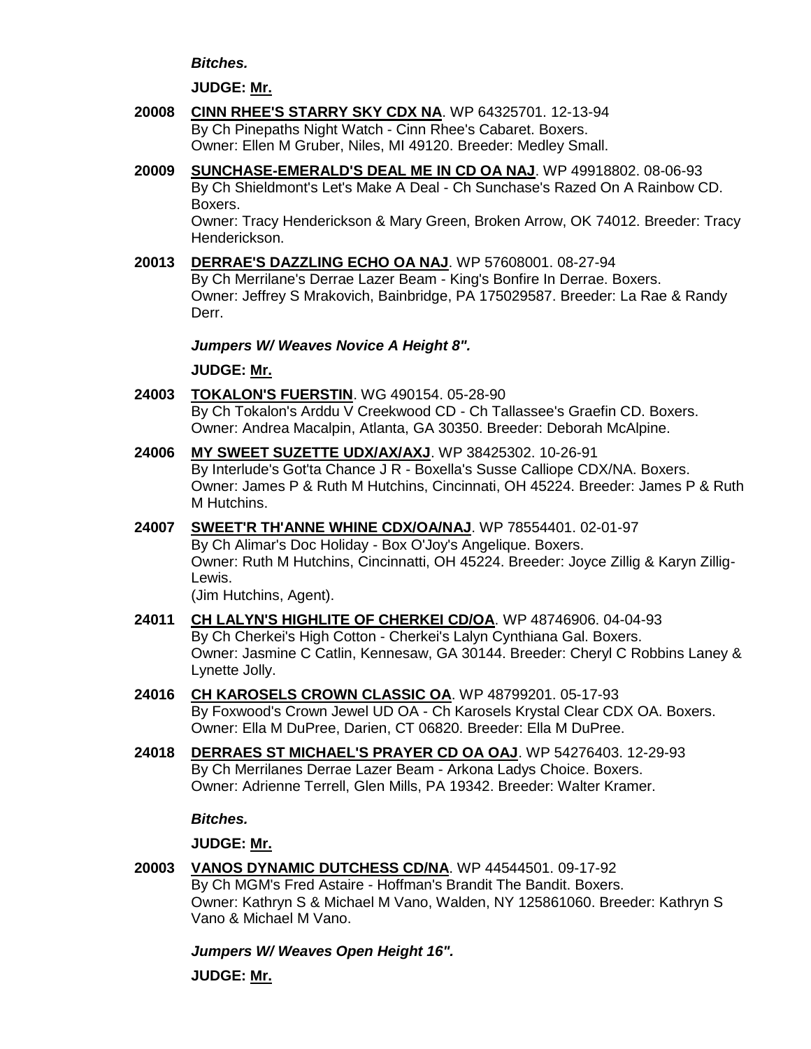***Bitches.***

**JUDGE: Mr.**

**20008 CINN RHEE'S STARRY SKY CDX NA**. WP 64325701. 12-13-94
By Ch Pinepaths Night Watch - Cinn Rhee's Cabaret. Boxers.
Owner: Ellen M Gruber, Niles, MI 49120. Breeder: Medley Small.

**20009 SUNCHASE-EMERALD'S DEAL ME IN CD OA NAJ**. WP 49918802. 08-06-93
By Ch Shieldmont's Let's Make A Deal - Ch Sunchase's Razed On A Rainbow CD. Boxers.
Owner: Tracy Henderickson & Mary Green, Broken Arrow, OK 74012. Breeder: Tracy Henderickson.

**20013 DERRAE'S DAZZLING ECHO OA NAJ**. WP 57608001. 08-27-94
By Ch Merrilane's Derrae Lazer Beam - King's Bonfire In Derrae. Boxers.
Owner: Jeffrey S Mrakovich, Bainbridge, PA 175029587. Breeder: La Rae & Randy Derr.

***Jumpers W/ Weaves Novice A Height 8".***

**JUDGE: Mr.**

**24003 TOKALON'S FUERSTIN**. WG 490154. 05-28-90
By Ch Tokalon's Arddu V Creekwood CD - Ch Tallassee's Graefin CD. Boxers.
Owner: Andrea Macalpin, Atlanta, GA 30350. Breeder: Deborah McAlpine.

**24006 MY SWEET SUZETTE UDX/AX/AXJ**. WP 38425302. 10-26-91
By Interlude's Got'ta Chance J R - Boxella's Susse Calliope CDX/NA. Boxers.
Owner: James P & Ruth M Hutchins, Cincinnati, OH 45224. Breeder: James P & Ruth M Hutchins.

**24007 SWEET'R TH'ANNE WHINE CDX/OA/NAJ**. WP 78554401. 02-01-97
By Ch Alimar's Doc Holiday - Box O'Joy's Angelique. Boxers.
Owner: Ruth M Hutchins, Cincinnatti, OH 45224. Breeder: Joyce Zillig & Karyn Zillig-Lewis.
(Jim Hutchins, Agent).

**24011 CH LALYN'S HIGHLITE OF CHERKEI CD/OA**. WP 48746906. 04-04-93
By Ch Cherkei's High Cotton - Cherkei's Lalyn Cynthiana Gal. Boxers.
Owner: Jasmine C Catlin, Kennesaw, GA 30144. Breeder: Cheryl C Robbins Laney & Lynette Jolly.

**24016 CH KAROSELS CROWN CLASSIC OA**. WP 48799201. 05-17-93
By Foxwood's Crown Jewel UD OA - Ch Karosels Krystal Clear CDX OA. Boxers.
Owner: Ella M DuPree, Darien, CT 06820. Breeder: Ella M DuPree.

**24018 DERRAES ST MICHAEL'S PRAYER CD OA OAJ**. WP 54276403. 12-29-93
By Ch Merrilanes Derrae Lazer Beam - Arkona Ladys Choice. Boxers.
Owner: Adrienne Terrell, Glen Mills, PA 19342. Breeder: Walter Kramer.

***Bitches.***

**JUDGE: Mr.**

**20003 VANOS DYNAMIC DUTCHESS CD/NA**. WP 44544501. 09-17-92
By Ch MGM's Fred Astaire - Hoffman's Brandit The Bandit. Boxers.
Owner: Kathryn S & Michael M Vano, Walden, NY 125861060. Breeder: Kathryn S Vano & Michael M Vano.

***Jumpers W/ Weaves Open Height 16".***

**JUDGE: Mr.**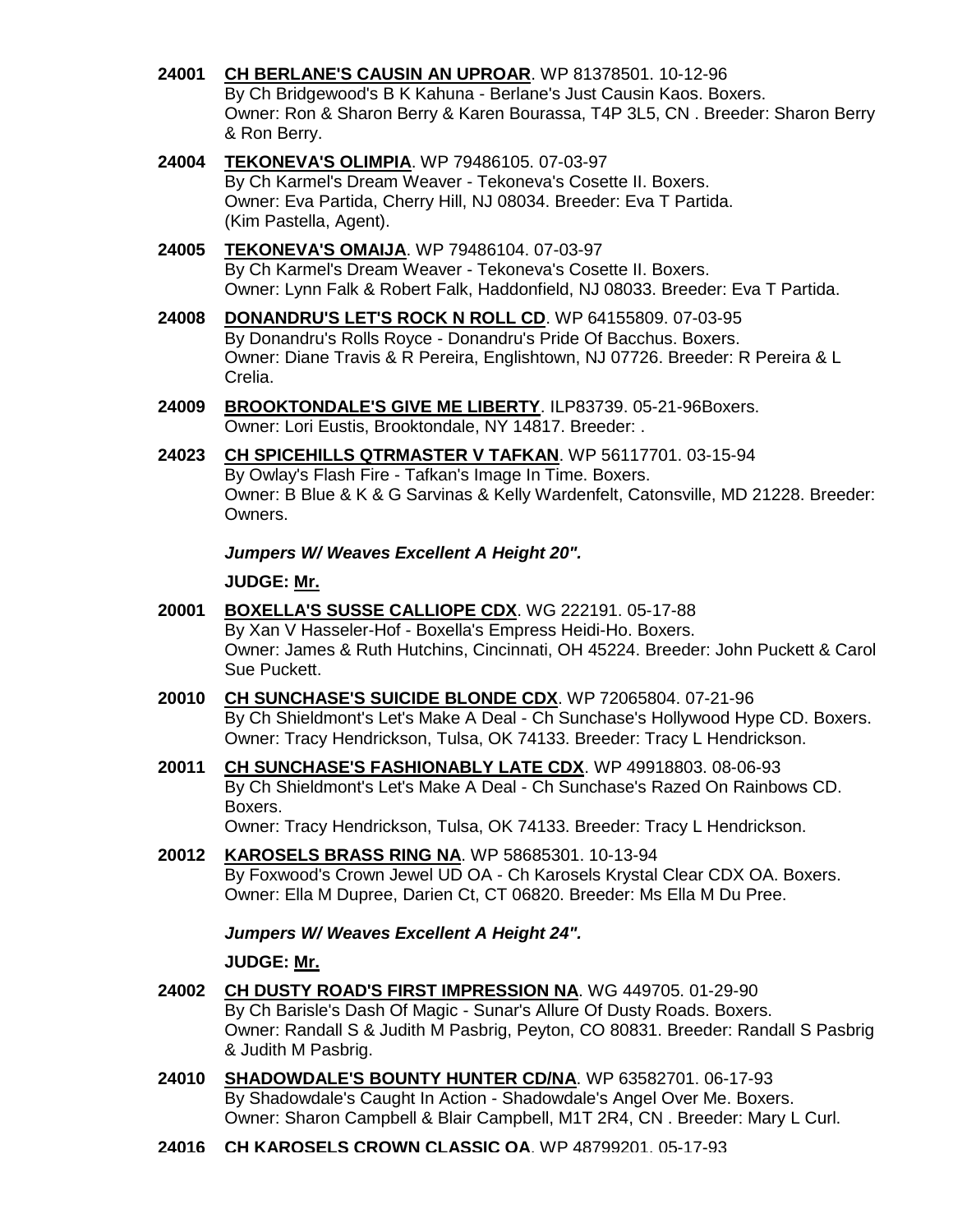**24001** **CH BERLANE'S CAUSIN AN UPROAR**. WP 81378501. 10-12-96
By Ch Bridgewood's B K Kahuna - Berlane's Just Causin Kaos. Boxers.
Owner: Ron & Sharon Berry & Karen Bourassa, T4P 3L5, CN . Breeder: Sharon Berry & Ron Berry.

**24004** **TEKONEVA'S OLIMPIA**. WP 79486105. 07-03-97
By Ch Karmel's Dream Weaver - Tekoneva's Cosette II. Boxers.
Owner: Eva Partida, Cherry Hill, NJ 08034. Breeder: Eva T Partida.
(Kim Pastella, Agent).

**24005** **TEKONEVA'S OMAIJA**. WP 79486104. 07-03-97
By Ch Karmel's Dream Weaver - Tekoneva's Cosette II. Boxers.
Owner: Lynn Falk & Robert Falk, Haddonfield, NJ 08033. Breeder: Eva T Partida.

**24008** **DONANDRU'S LET'S ROCK N ROLL CD**. WP 64155809. 07-03-95
By Donandru's Rolls Royce - Donandru's Pride Of Bacchus. Boxers.
Owner: Diane Travis & R Pereira, Englishtown, NJ 07726. Breeder: R Pereira & L Crelia.

**24009** **BROOKTONDALE'S GIVE ME LIBERTY**. ILP83739. 05-21-96Boxers.
Owner: Lori Eustis, Brooktondale, NY 14817. Breeder: .

**24023** **CH SPICEHILLS QTRMASTER V TAFKAN**. WP 56117701. 03-15-94
By Owlay's Flash Fire - Tafkan's Image In Time. Boxers.
Owner: B Blue & K & G Sarvinas & Kelly Wardenfelt, Catonsville, MD 21228. Breeder: Owners.

***Jumpers W/ Weaves Excellent A Height 20".***

**JUDGE: Mr.**

**20001** **BOXELLA'S SUSSE CALLIOPE CDX**. WG 222191. 05-17-88
By Xan V Hasseler-Hof - Boxella's Empress Heidi-Ho. Boxers.
Owner: James & Ruth Hutchins, Cincinnati, OH 45224. Breeder: John Puckett & Carol Sue Puckett.

**20010** **CH SUNCHASE'S SUICIDE BLONDE CDX**. WP 72065804. 07-21-96
By Ch Shieldmont's Let's Make A Deal - Ch Sunchase's Hollywood Hype CD. Boxers.
Owner: Tracy Hendrickson, Tulsa, OK 74133. Breeder: Tracy L Hendrickson.

**20011** **CH SUNCHASE'S FASHIONABLY LATE CDX**. WP 49918803. 08-06-93
By Ch Shieldmont's Let's Make A Deal - Ch Sunchase's Razed On Rainbows CD. Boxers.
Owner: Tracy Hendrickson, Tulsa, OK 74133. Breeder: Tracy L Hendrickson.

**20012** **KAROSELS BRASS RING NA**. WP 58685301. 10-13-94
By Foxwood's Crown Jewel UD OA - Ch Karosels Krystal Clear CDX OA. Boxers.
Owner: Ella M Dupree, Darien Ct, CT 06820. Breeder: Ms Ella M Du Pree.

***Jumpers W/ Weaves Excellent A Height 24".***

**JUDGE: Mr.**

**24002** **CH DUSTY ROAD'S FIRST IMPRESSION NA**. WG 449705. 01-29-90
By Ch Barisle's Dash Of Magic - Sunar's Allure Of Dusty Roads. Boxers.
Owner: Randall S & Judith M Pasbrig, Peyton, CO 80831. Breeder: Randall S Pasbrig & Judith M Pasbrig.

**24010** **SHADOWDALE'S BOUNTY HUNTER CD/NA**. WP 63582701. 06-17-93
By Shadowdale's Caught In Action - Shadowdale's Angel Over Me. Boxers.
Owner: Sharon Campbell & Blair Campbell, M1T 2R4, CN . Breeder: Mary L Curl.

**24016** **CH KAROSELS CROWN CLASSIC OA**. WP 48799201. 05-17-93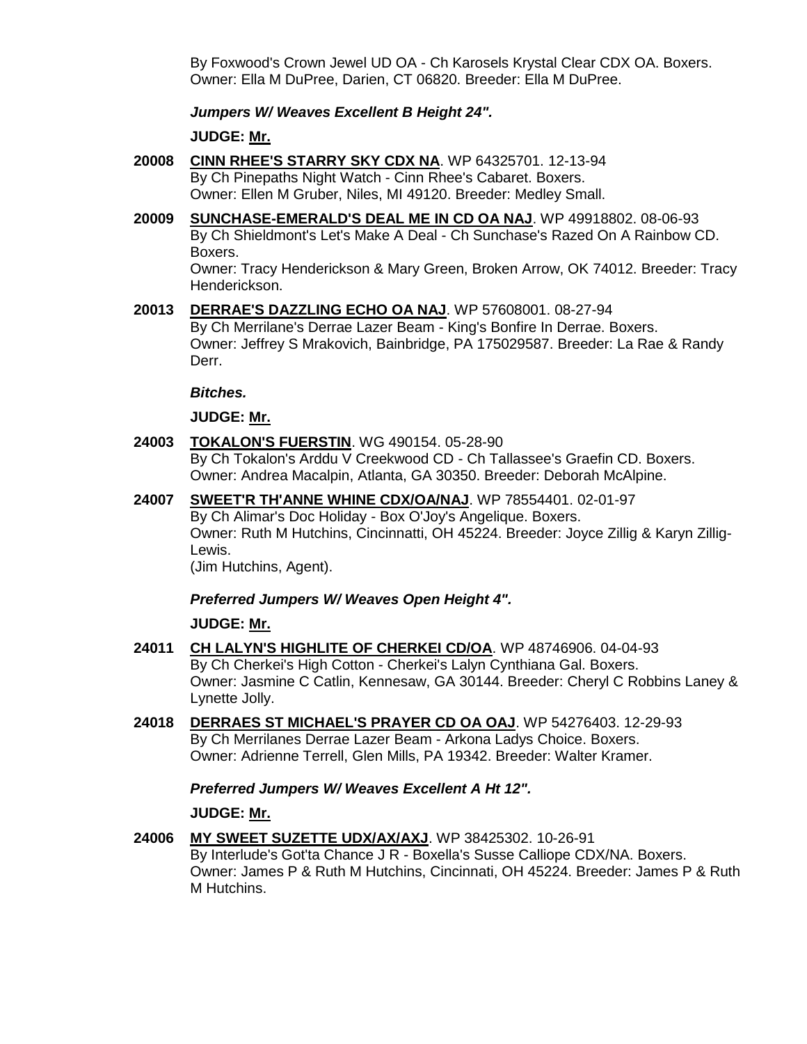By Foxwood's Crown Jewel UD OA - Ch Karosels Krystal Clear CDX OA. Boxers. Owner: Ella M DuPree, Darien, CT 06820. Breeder: Ella M DuPree.

***Jumpers W/ Weaves Excellent B Height 24".***

**JUDGE: Mr.**

**20008** **CINN RHEE'S STARRY SKY CDX NA**. WP 64325701. 12-13-94
By Ch Pinepaths Night Watch - Cinn Rhee's Cabaret. Boxers.
Owner: Ellen M Gruber, Niles, MI 49120. Breeder: Medley Small.

**20009** **SUNCHASE-EMERALD'S DEAL ME IN CD OA NAJ**. WP 49918802. 08-06-93
By Ch Shieldmont's Let's Make A Deal - Ch Sunchase's Razed On A Rainbow CD. Boxers.
Owner: Tracy Henderickson & Mary Green, Broken Arrow, OK 74012. Breeder: Tracy Henderickson.

**20013** **DERRAE'S DAZZLING ECHO OA NAJ**. WP 57608001. 08-27-94
By Ch Merrilane's Derrae Lazer Beam - King's Bonfire In Derrae. Boxers.
Owner: Jeffrey S Mrakovich, Bainbridge, PA 175029587. Breeder: La Rae & Randy Derr.

***Bitches.***

**JUDGE: Mr.**

**24003** **TOKALON'S FUERSTIN**. WG 490154. 05-28-90
By Ch Tokalon's Arddu V Creekwood CD - Ch Tallassee's Graefin CD. Boxers.
Owner: Andrea Macalpin, Atlanta, GA 30350. Breeder: Deborah McAlpine.

**24007** **SWEET'R TH'ANNE WHINE CDX/OA/NAJ**. WP 78554401. 02-01-97
By Ch Alimar's Doc Holiday - Box O'Joy's Angelique. Boxers.
Owner: Ruth M Hutchins, Cincinnatti, OH 45224. Breeder: Joyce Zillig & Karyn Zillig-Lewis.
(Jim Hutchins, Agent).

***Preferred Jumpers W/ Weaves Open Height 4".***

**JUDGE: Mr.**

**24011** **CH LALYN'S HIGHLITE OF CHERKEI CD/OA**. WP 48746906. 04-04-93
By Ch Cherkei's High Cotton - Cherkei's Lalyn Cynthiana Gal. Boxers.
Owner: Jasmine C Catlin, Kennesaw, GA 30144. Breeder: Cheryl C Robbins Laney & Lynette Jolly.

**24018** **DERRAES ST MICHAEL'S PRAYER CD OA OAJ**. WP 54276403. 12-29-93
By Ch Merrilanes Derrae Lazer Beam - Arkona Ladys Choice. Boxers.
Owner: Adrienne Terrell, Glen Mills, PA 19342. Breeder: Walter Kramer.

***Preferred Jumpers W/ Weaves Excellent A Ht 12".***

**JUDGE: Mr.**

**24006** **MY SWEET SUZETTE UDX/AX/AXJ**. WP 38425302. 10-26-91
By Interlude's Got'ta Chance J R - Boxella's Susse Calliope CDX/NA. Boxers.
Owner: James P & Ruth M Hutchins, Cincinnati, OH 45224. Breeder: James P & Ruth M Hutchins.